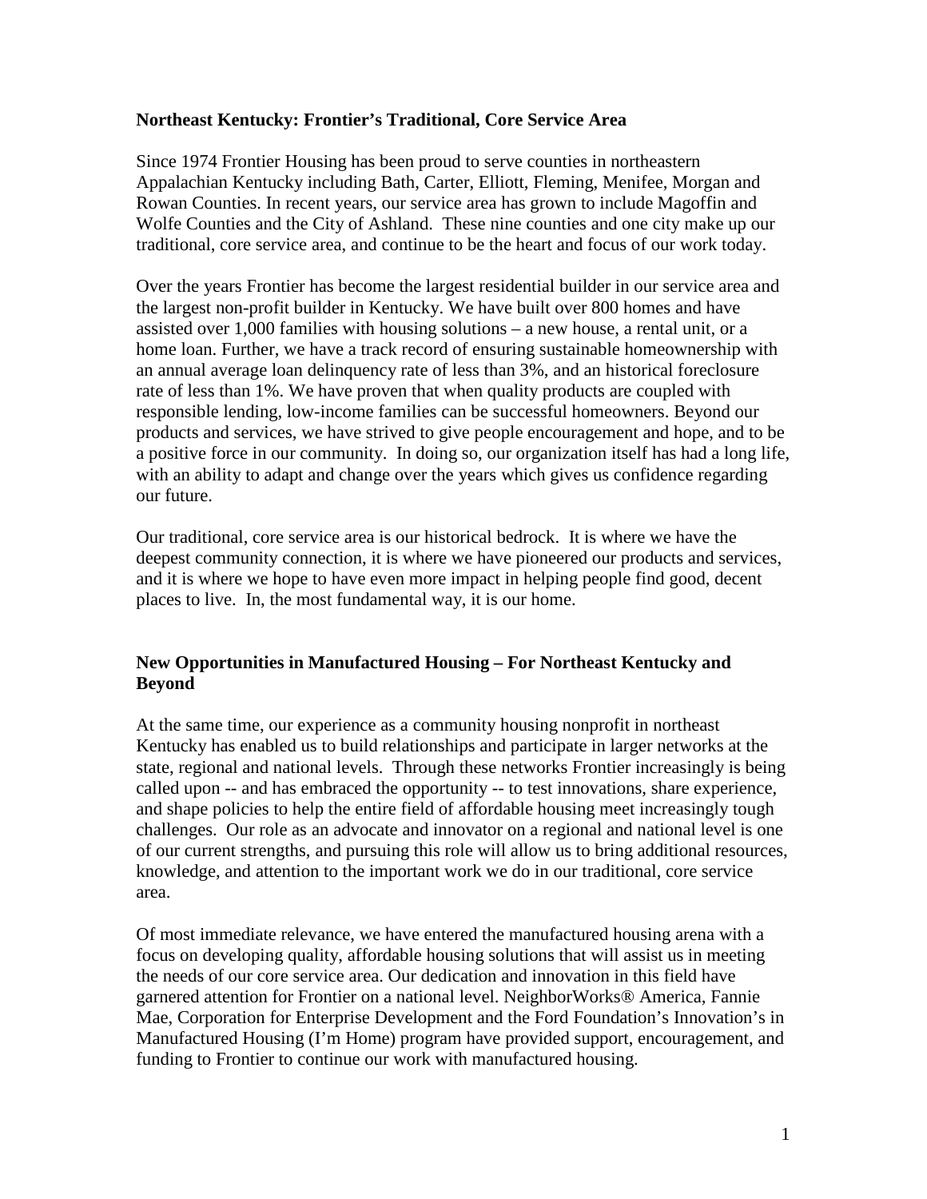## Northeast Kentucky: Frontier's Traditional, Core Service Area

Since 1974 Frontier Housing has been proud to serve counties in northeastern Appalachian Kentucky including Bath, Carter, Elliott, Fleming, Menifee, Morgan and Rowan Counties. In recent years, our service area has grown to include Magoffin and Wolfe Counties and the City of Ashland. These nine counties and one city make up our traditional, core service area, and continue to be the heart and focus of our work today.

Over the years Frontier has become the largest residential builder in our service area and the largest non-profit builder in Kentucky. We have built over 800 homes and have assisted over 1,000 families with housing solutions – a new house, a rental unit, or a home loan. Further, we have a track record of ensuring sustainable homeownership with an annual average loan delinquency rate of less than 3%, and an historical foreclosure rate of less than 1%. We have proven that when quality products are coupled with responsible lending, low-income families can be successful homeowners. Beyond our products and services, we have strived to give people encouragement and hope, and to be a positive force in our community. In doing so, our organization itself has had a long life, with an ability to adapt and change over the years which gives us confidence regarding our future.

Our traditional, core service area is our historical bedrock. It is where we have the deepest community connection, it is where we have pioneered our products and services, and it is where we hope to have even more impact in helping people find good, decent places to live. In, the most fundamental way, it is our home.

## New Opportunities in Manufactured Housing – For Northeast Kentucky and Beyond

At the same time, our experience as a community housing nonprofit in northeast Kentucky has enabled us to build relationships and participate in larger networks at the state, regional and national levels. Through these networks Frontier increasingly is being called upon -- and has embraced the opportunity -- to test innovations, share experience, and shape policies to help the entire field of affordable housing meet increasingly tough challenges. Our role as an advocate and innovator on a regional and national level is one of our current strengths, and pursuing this role will allow us to bring additional resources, knowledge, and attention to the important work we do in our traditional, core service area.

Of most immediate relevance, we have entered the manufactured housing arena with a focus on developing quality, affordable housing solutions that will assist us in meeting the needs of our core service area. Our dedication and innovation in this field have garnered attention for Frontier on a national level. NeighborWorks® America, Fannie Mae, Corporation for Enterprise Development and the Ford Foundation's Innovation's in Manufactured Housing (I'm Home) program have provided support, encouragement, and funding to Frontier to continue our work with manufactured housing.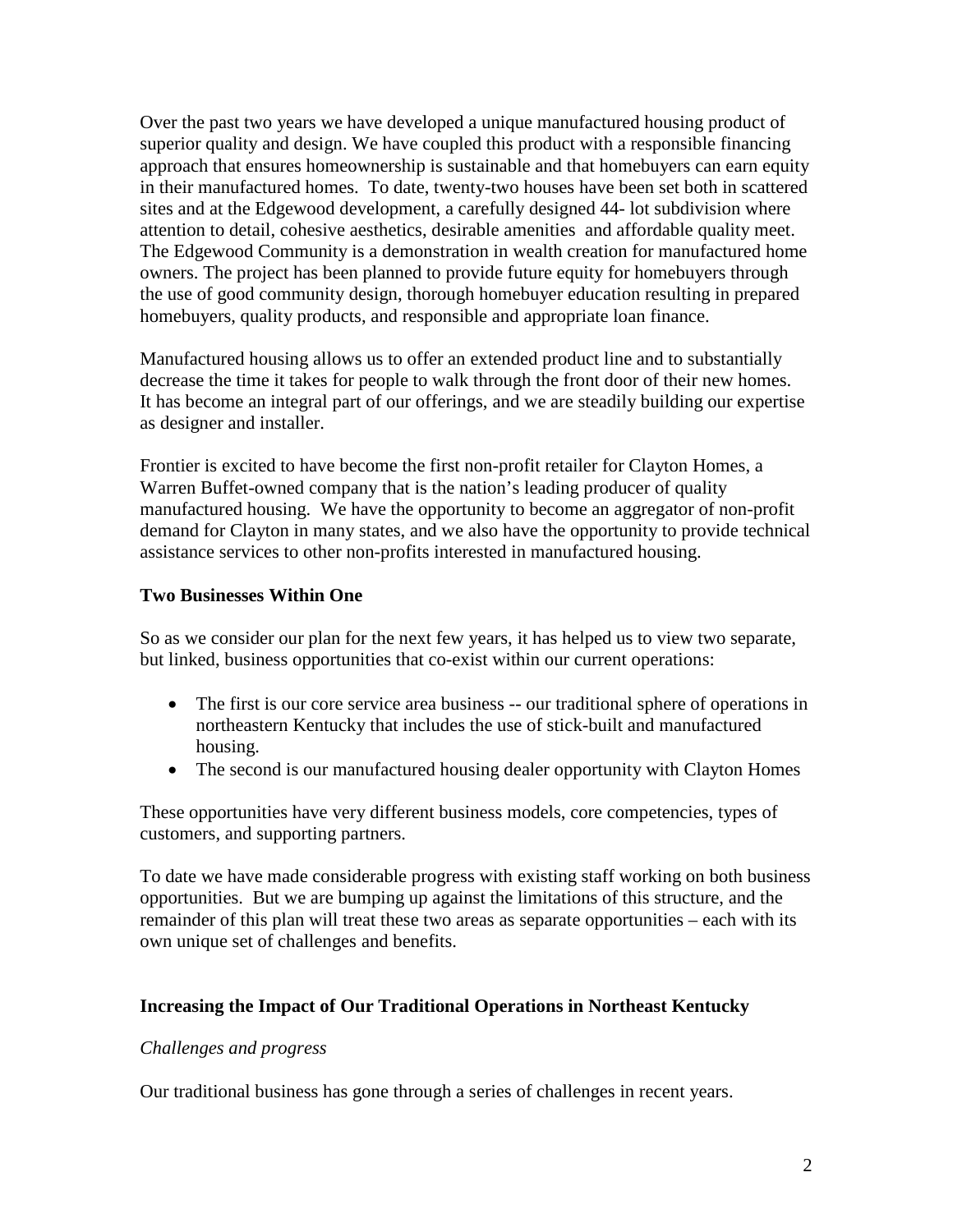Over the past two years we have developed a unique manufactured housing product of superior quality and design. We have coupled this product with a responsible financing approach that ensures homeownership is sustainable and that homebuyers can earn equity in their manufactured homes. To date, twenty-two houses have been set both in scattered sites and at the Edgewood development, a carefully designed 44- lot subdivision where attention to detail, cohesive aesthetics, desirable amenities and affordable quality meet. The Edgewood Community is a demonstration in wealth creation for manufactured home owners. The project has been planned to provide future equity for homebuyers through the use of good community design, thorough homebuyer education resulting in prepared homebuyers, quality products, and responsible and appropriate loan finance.

Manufactured housing allows us to offer an extended product line and to substantially decrease the time it takes for people to walk through the front door of their new homes. It has become an integral part of our offerings, and we are steadily building our expertise as designer and installer.

Frontier is excited to have become the first non-profit retailer for Clayton Homes, a Warren Buffet-owned company that is the nation's leading producer of quality manufactured housing. We have the opportunity to become an aggregator of non-profit demand for Clayton in many states, and we also have the opportunity to provide technical assistance services to other non-profits interested in manufactured housing.

**Two Businesses Within One**

So as we consider our plan for the next few years, it has helped us to view two separate, but linked, business opportunities that co-exist within our current operations:

- The first is our core service area business -- our traditional sphere of operations in northeastern Kentucky that includes the use of stick-built and manufactured housing.
- The second is our manufactured housing dealer opportunity with Clayton Homes

These opportunities have very different business models, core competencies, types of customers, and supporting partners.

To date we have made considerable progress with existing staff working on both business opportunities. But we are bumping up against the limitations of this structure, and the remainder of this plan will treat these two areas as separate opportunities – each with its own unique set of challenges and benefits.

**Increasing the Impact of Our Traditional Operations in Northeast Kentucky**

*Challenges and progress*

Our traditional business has gone through a series of challenges in recent years.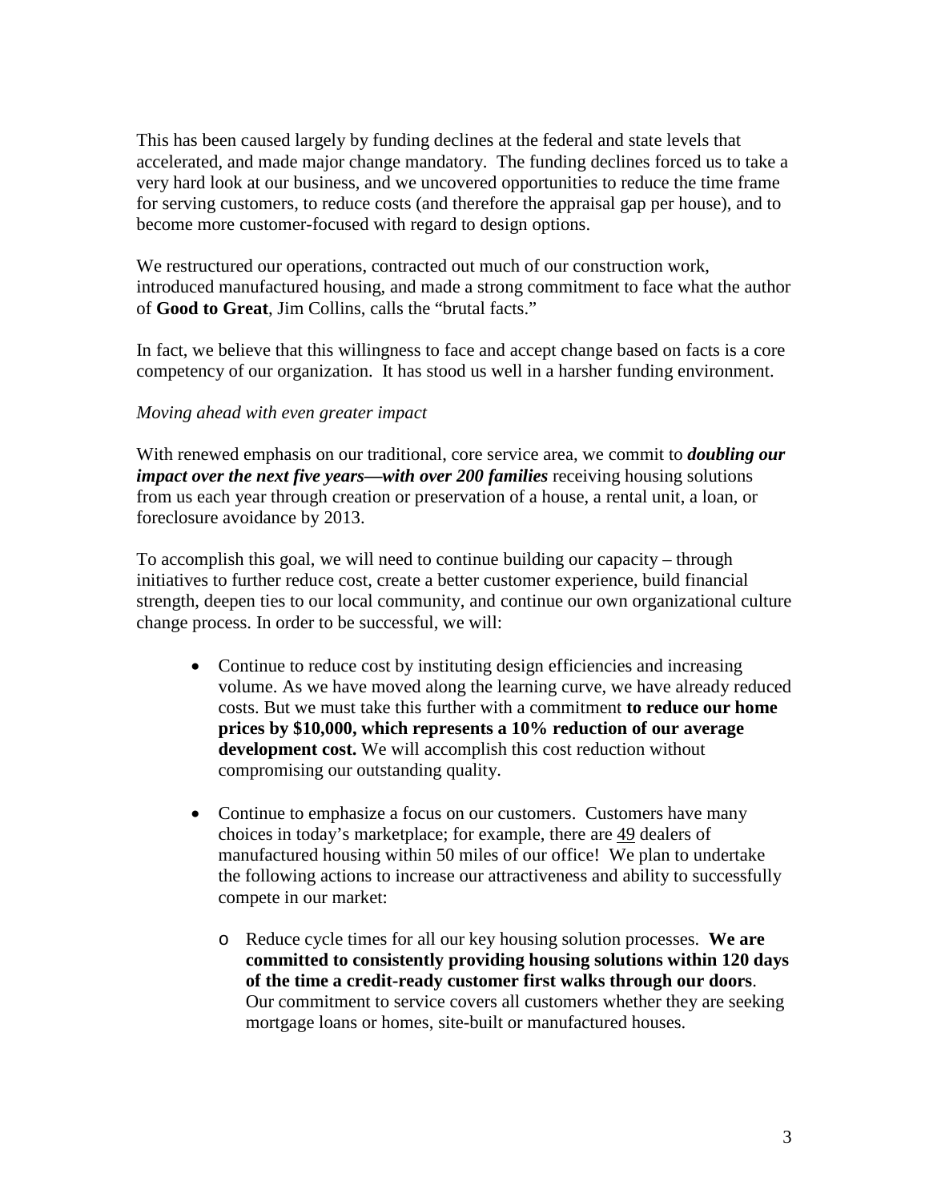This has been caused largely by funding declines at the federal and state levels that accelerated, and made major change mandatory. The funding declines forced us to take a very hard look at our business, and we uncovered opportunities to reduce the time frame for serving customers, to reduce costs (and therefore the appraisal gap per house), and to become more customer-focused with regard to design options.

We restructured our operations, contracted out much of our construction work, introduced manufactured housing, and made a strong commitment to face what the author of **Good to Great**, Jim Collins, calls the "brutal facts."

In fact, we believe that this willingness to face and accept change based on facts is a core competency of our organization. It has stood us well in a harsher funding environment.

*Moving ahead with even greater impact*

With renewed emphasis on our traditional, core service area, we commit to ***doubling our impact over the next five years—with over 200 families*** receiving housing solutions from us each year through creation or preservation of a house, a rental unit, a loan, or foreclosure avoidance by 2013.

To accomplish this goal, we will need to continue building our capacity – through initiatives to further reduce cost, create a better customer experience, build financial strength, deepen ties to our local community, and continue our own organizational culture change process. In order to be successful, we will:

- Continue to reduce cost by instituting design efficiencies and increasing volume. As we have moved along the learning curve, we have already reduced costs. But we must take this further with a commitment **to reduce our home prices by $10,000, which represents a 10% reduction of our average development cost.** We will accomplish this cost reduction without compromising our outstanding quality.

- Continue to emphasize a focus on our customers. Customers have many choices in today's marketplace; for example, there are <u>49</u> dealers of manufactured housing within 50 miles of our office! We plan to undertake the following actions to increase our attractiveness and ability to successfully compete in our market:

    - Reduce cycle times for all our key housing solution processes. **We are committed to consistently providing housing solutions within 120 days of the time a credit-ready customer first walks through our doors**. Our commitment to service covers all customers whether they are seeking mortgage loans or homes, site-built or manufactured houses.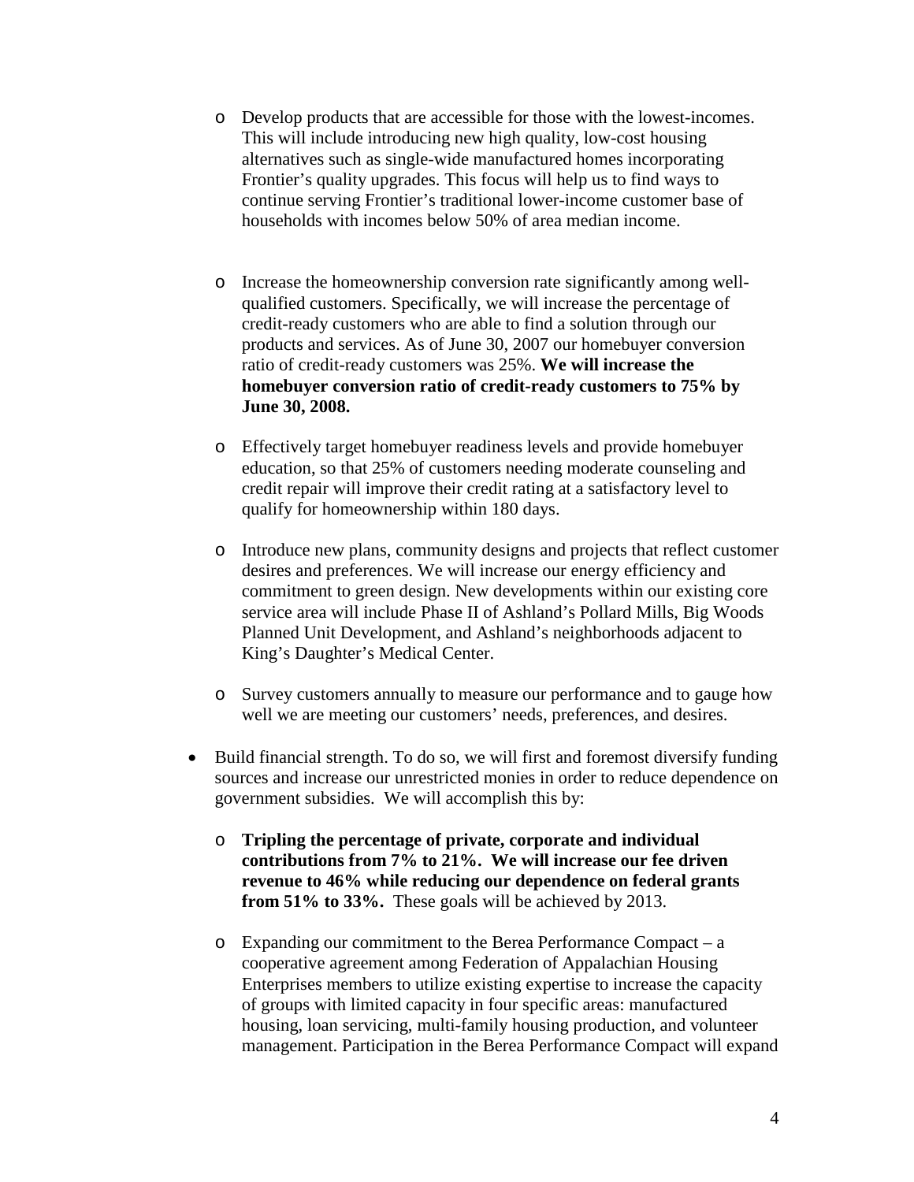- Develop products that are accessible for those with the lowest-incomes. This will include introducing new high quality, low-cost housing alternatives such as single-wide manufactured homes incorporating Frontier's quality upgrades. This focus will help us to find ways to continue serving Frontier's traditional lower-income customer base of households with incomes below 50% of area median income.

   - Increase the homeownership conversion rate significantly among well-qualified customers. Specifically, we will increase the percentage of credit-ready customers who are able to find a solution through our products and services. As of June 30, 2007 our homebuyer conversion ratio of credit-ready customers was 25%. **We will increase the homebuyer conversion ratio of credit-ready customers to 75% by June 30, 2008.**

   - Effectively target homebuyer readiness levels and provide homebuyer education, so that 25% of customers needing moderate counseling and credit repair will improve their credit rating at a satisfactory level to qualify for homeownership within 180 days.

   - Introduce new plans, community designs and projects that reflect customer desires and preferences. We will increase our energy efficiency and commitment to green design. New developments within our existing core service area will include Phase II of Ashland's Pollard Mills, Big Woods Planned Unit Development, and Ashland's neighborhoods adjacent to King's Daughter's Medical Center.

   - Survey customers annually to measure our performance and to gauge how well we are meeting our customers' needs, preferences, and desires.

- Build financial strength. To do so, we will first and foremost diversify funding sources and increase our unrestricted monies in order to reduce dependence on government subsidies. We will accomplish this by:

   - **Tripling the percentage of private, corporate and individual contributions from 7% to 21%. We will increase our fee driven revenue to 46% while reducing our dependence on federal grants from 51% to 33%.** These goals will be achieved by 2013.

   - Expanding our commitment to the Berea Performance Compact – a cooperative agreement among Federation of Appalachian Housing Enterprises members to utilize existing expertise to increase the capacity of groups with limited capacity in four specific areas: manufactured housing, loan servicing, multi-family housing production, and volunteer management. Participation in the Berea Performance Compact will expand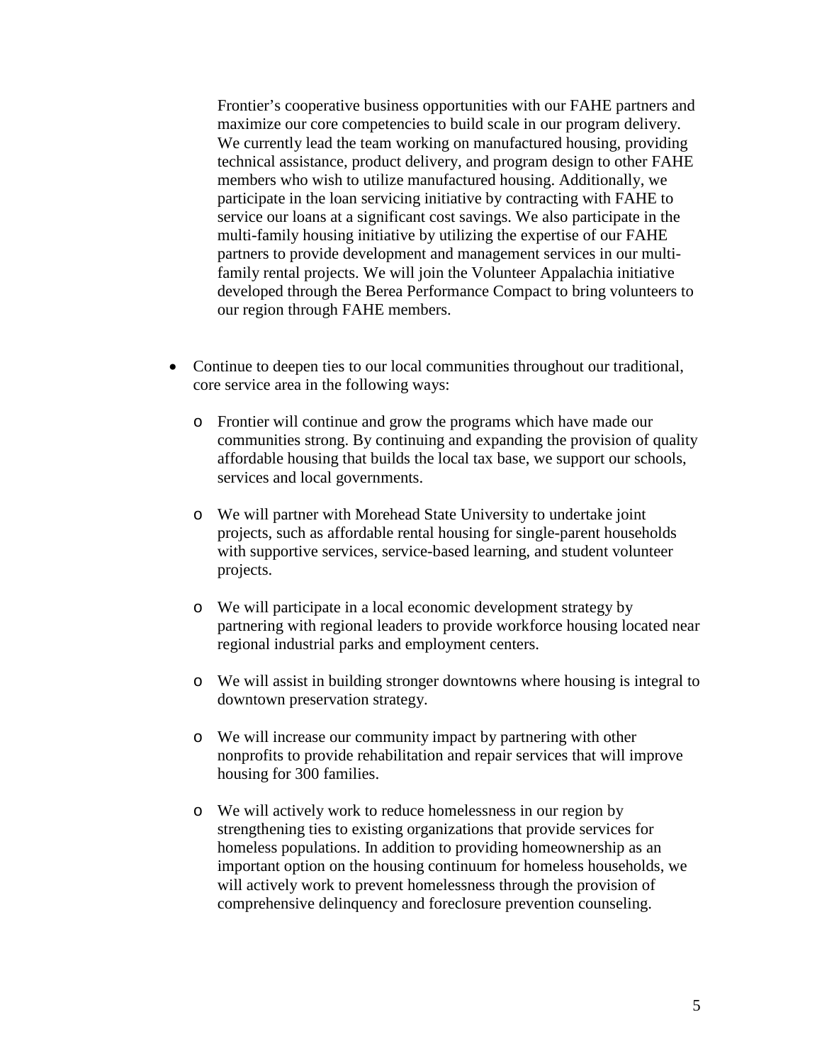Frontier's cooperative business opportunities with our FAHE partners and maximize our core competencies to build scale in our program delivery. We currently lead the team working on manufactured housing, providing technical assistance, product delivery, and program design to other FAHE members who wish to utilize manufactured housing. Additionally, we participate in the loan servicing initiative by contracting with FAHE to service our loans at a significant cost savings. We also participate in the multi-family housing initiative by utilizing the expertise of our FAHE partners to provide development and management services in our multi-family rental projects. We will join the Volunteer Appalachia initiative developed through the Berea Performance Compact to bring volunteers to our region through FAHE members.

- Continue to deepen ties to our local communities throughout our traditional, core service area in the following ways:
  - Frontier will continue and grow the programs which have made our communities strong. By continuing and expanding the provision of quality affordable housing that builds the local tax base, we support our schools, services and local governments.
  - We will partner with Morehead State University to undertake joint projects, such as affordable rental housing for single-parent households with supportive services, service-based learning, and student volunteer projects.
  - We will participate in a local economic development strategy by partnering with regional leaders to provide workforce housing located near regional industrial parks and employment centers.
  - We will assist in building stronger downtowns where housing is integral to downtown preservation strategy.
  - We will increase our community impact by partnering with other nonprofits to provide rehabilitation and repair services that will improve housing for 300 families.
  - We will actively work to reduce homelessness in our region by strengthening ties to existing organizations that provide services for homeless populations. In addition to providing homeownership as an important option on the housing continuum for homeless households, we will actively work to prevent homelessness through the provision of comprehensive delinquency and foreclosure prevention counseling.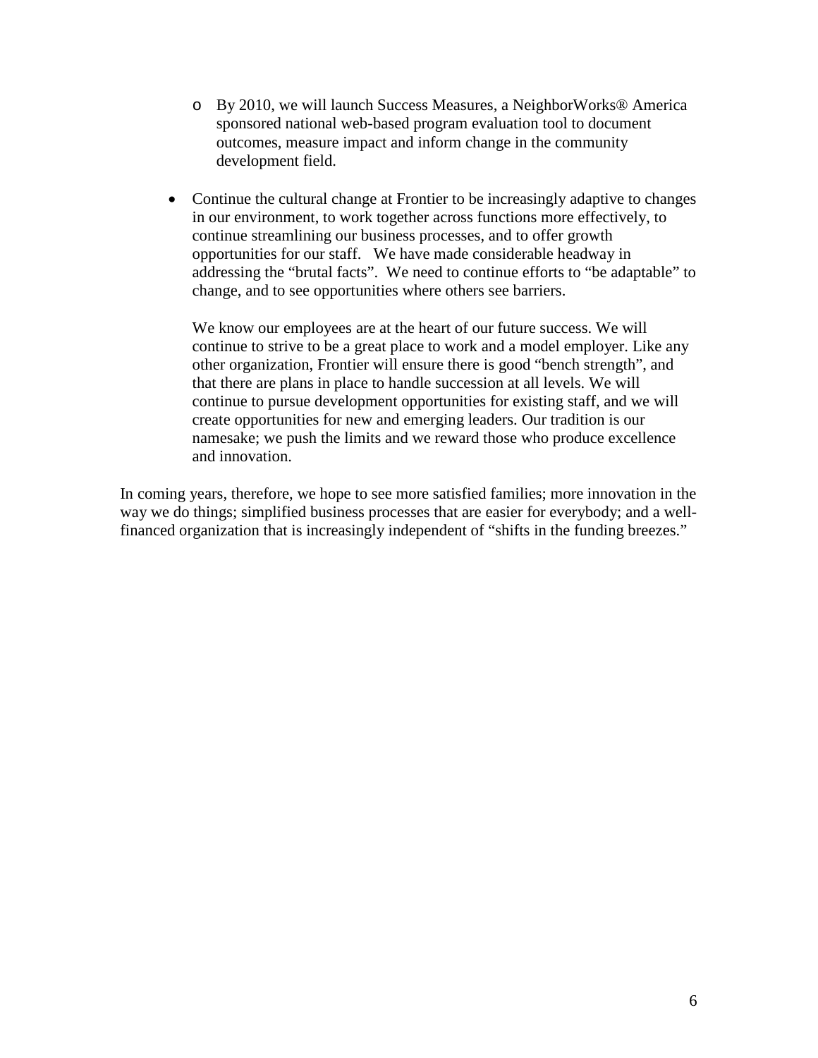- By 2010, we will launch Success Measures, a NeighborWorks® America sponsored national web-based program evaluation tool to document outcomes, measure impact and inform change in the community development field.

- Continue the cultural change at Frontier to be increasingly adaptive to changes in our environment, to work together across functions more effectively, to continue streamlining our business processes, and to offer growth opportunities for our staff. We have made considerable headway in addressing the "brutal facts". We need to continue efforts to "be adaptable" to change, and to see opportunities where others see barriers.

  We know our employees are at the heart of our future success. We will continue to strive to be a great place to work and a model employer. Like any other organization, Frontier will ensure there is good "bench strength", and that there are plans in place to handle succession at all levels. We will continue to pursue development opportunities for existing staff, and we will create opportunities for new and emerging leaders. Our tradition is our namesake; we push the limits and we reward those who produce excellence and innovation.

In coming years, therefore, we hope to see more satisfied families; more innovation in the way we do things; simplified business processes that are easier for everybody; and a well-financed organization that is increasingly independent of "shifts in the funding breezes."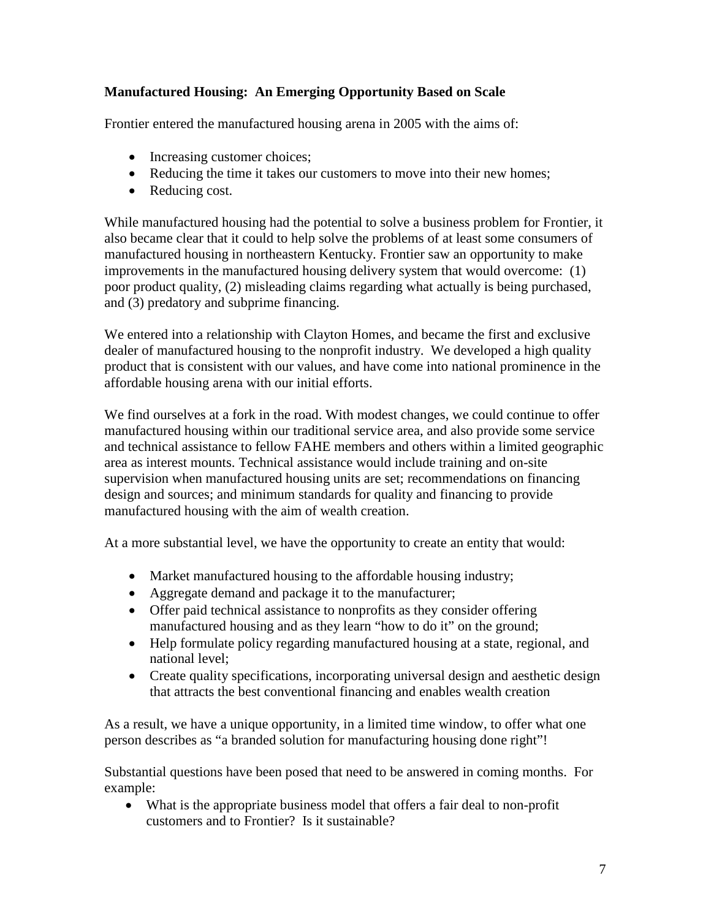**Manufactured Housing: An Emerging Opportunity Based on Scale**

Frontier entered the manufactured housing arena in 2005 with the aims of:

- Increasing customer choices;
- Reducing the time it takes our customers to move into their new homes;
- Reducing cost.

While manufactured housing had the potential to solve a business problem for Frontier, it also became clear that it could to help solve the problems of at least some consumers of manufactured housing in northeastern Kentucky. Frontier saw an opportunity to make improvements in the manufactured housing delivery system that would overcome: (1) poor product quality, (2) misleading claims regarding what actually is being purchased, and (3) predatory and subprime financing.

We entered into a relationship with Clayton Homes, and became the first and exclusive dealer of manufactured housing to the nonprofit industry. We developed a high quality product that is consistent with our values, and have come into national prominence in the affordable housing arena with our initial efforts.

We find ourselves at a fork in the road. With modest changes, we could continue to offer manufactured housing within our traditional service area, and also provide some service and technical assistance to fellow FAHE members and others within a limited geographic area as interest mounts. Technical assistance would include training and on-site supervision when manufactured housing units are set; recommendations on financing design and sources; and minimum standards for quality and financing to provide manufactured housing with the aim of wealth creation.

At a more substantial level, we have the opportunity to create an entity that would:

- Market manufactured housing to the affordable housing industry;
- Aggregate demand and package it to the manufacturer;
- Offer paid technical assistance to nonprofits as they consider offering manufactured housing and as they learn "how to do it" on the ground;
- Help formulate policy regarding manufactured housing at a state, regional, and national level;
- Create quality specifications, incorporating universal design and aesthetic design that attracts the best conventional financing and enables wealth creation

As a result, we have a unique opportunity, in a limited time window, to offer what one person describes as "a branded solution for manufacturing housing done right"!

Substantial questions have been posed that need to be answered in coming months. For example:

- What is the appropriate business model that offers a fair deal to non-profit customers and to Frontier? Is it sustainable?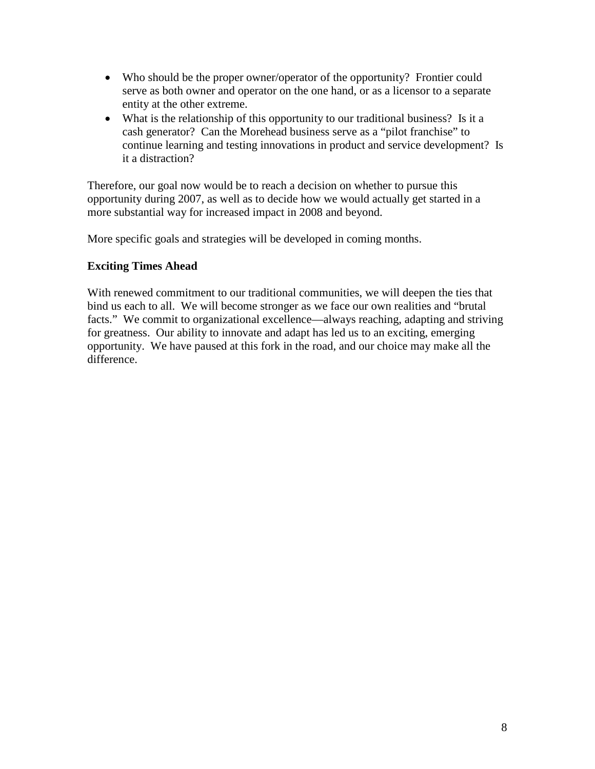- Who should be the proper owner/operator of the opportunity? Frontier could serve as both owner and operator on the one hand, or as a licensor to a separate entity at the other extreme.
- What is the relationship of this opportunity to our traditional business? Is it a cash generator? Can the Morehead business serve as a "pilot franchise" to continue learning and testing innovations in product and service development? Is it a distraction?

Therefore, our goal now would be to reach a decision on whether to pursue this opportunity during 2007, as well as to decide how we would actually get started in a more substantial way for increased impact in 2008 and beyond.

More specific goals and strategies will be developed in coming months.

**Exciting Times Ahead**

With renewed commitment to our traditional communities, we will deepen the ties that bind us each to all. We will become stronger as we face our own realities and "brutal facts." We commit to organizational excellence—always reaching, adapting and striving for greatness. Our ability to innovate and adapt has led us to an exciting, emerging opportunity. We have paused at this fork in the road, and our choice may make all the difference.